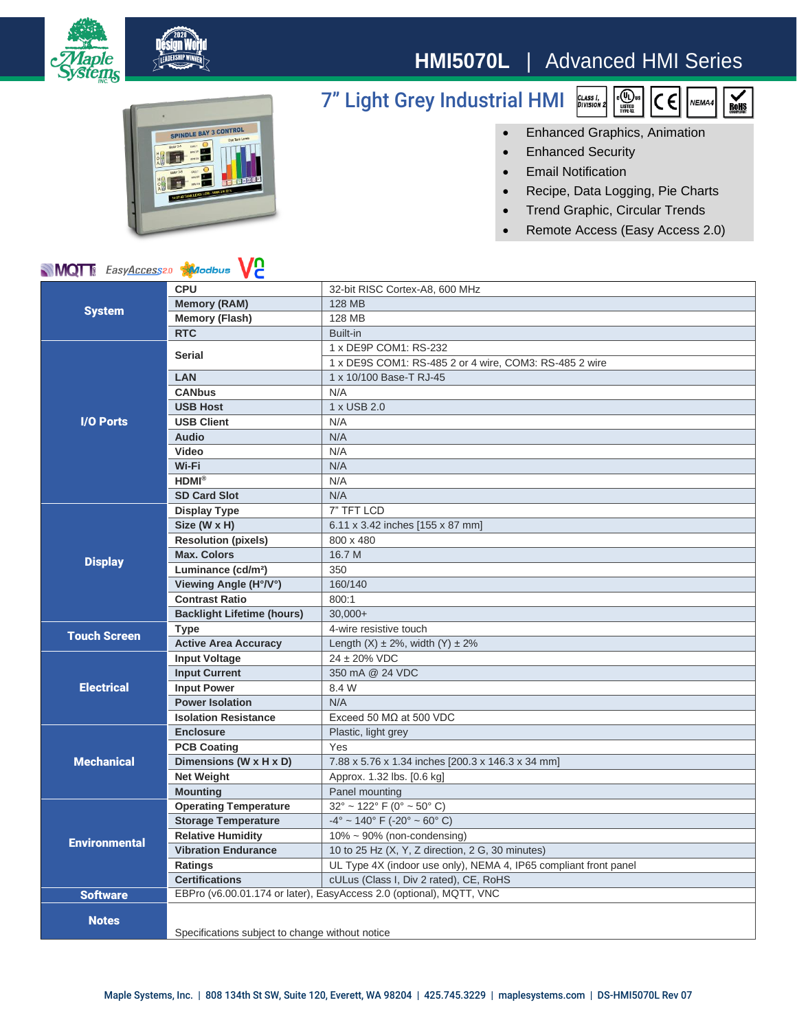# HMI5070L | Advanced HMI Series

## 7" Light Grey Industrial HMI

- Enhanced Graphics, Animation
- Enhanced Security
- Email Notification
- Recipe, Data Logging, Pie Charts
- Trend Graphic, Circular Trends
- Remote Access (Easy Access 2.0)

| | | |
|---|---|---|
| **System** | **CPU** | 32-bit RISC Cortex-A8, 600 MHz |
| | **Memory (RAM)** | 128 MB |
| | **Memory (Flash)** | 128 MB |
| | **RTC** | Built-in |
| **I/O Ports** | **Serial** | 1 x DE9P COM1: RS-232 |
| | | 1 x DE9S COM1: RS-485 2 or 4 wire, COM3: RS-485 2 wire |
| | **LAN** | 1 x 10/100 Base-T RJ-45 |
| | **CANbus** | N/A |
| | **USB Host** | 1 x USB 2.0 |
| | **USB Client** | N/A |
| | **Audio** | N/A |
| | **Video** | N/A |
| | **Wi-Fi** | N/A |
| | **HDMI®** | N/A |
| | **SD Card Slot** | N/A |
| **Display** | **Display Type** | 7" TFT LCD |
| | **Size (W x H)** | 6.11 x 3.42 inches [155 x 87 mm] |
| | **Resolution (pixels)** | 800 x 480 |
| | **Max. Colors** | 16.7 M |
| | **Luminance (cd/m²)** | 350 |
| | **Viewing Angle (H°/V°)** | 160/140 |
| | **Contrast Ratio** | 800:1 |
| | **Backlight Lifetime (hours)** | 30,000+ |
| **Touch Screen** | **Type** | 4-wire resistive touch |
| | **Active Area Accuracy** | Length (X) ± 2%, width (Y) ± 2% |
| **Electrical** | **Input Voltage** | 24 ± 20% VDC |
| | **Input Current** | 350 mA @ 24 VDC |
| | **Input Power** | 8.4 W |
| | **Power Isolation** | N/A |
| | **Isolation Resistance** | Exceed 50 MΩ at 500 VDC |
| **Mechanical** | **Enclosure** | Plastic, light grey |
| | **PCB Coating** | Yes |
| | **Dimensions (W x H x D)** | 7.88 x 5.76 x 1.34 inches [200.3 x 146.3 x 34 mm] |
| | **Net Weight** | Approx. 1.32 lbs. [0.6 kg] |
| | **Mounting** | Panel mounting |
| **Environmental** | **Operating Temperature** | 32° ~ 122° F (0° ~ 50° C) |
| | **Storage Temperature** | -4° ~ 140° F (-20° ~ 60° C) |
| | **Relative Humidity** | 10% ~ 90% (non-condensing) |
| | **Vibration Endurance** | 10 to 25 Hz (X, Y, Z direction, 2 G, 30 minutes) |
| | **Ratings** | UL Type 4X (indoor use only), NEMA 4, IP65 compliant front panel |
| | **Certifications** | cULus (Class I, Div 2 rated), CE, RoHS |
| **Software** | EBPro (v6.00.01.174 or later), EasyAccess 2.0 (optional), MQTT, VNC | |
| **Notes** | Specifications subject to change without notice | |

Maple Systems, Inc. | 808 134th St SW, Suite 120, Everett, WA 98204 | 425.745.3229 | maplesystems.com | DS-HMI5070L Rev 07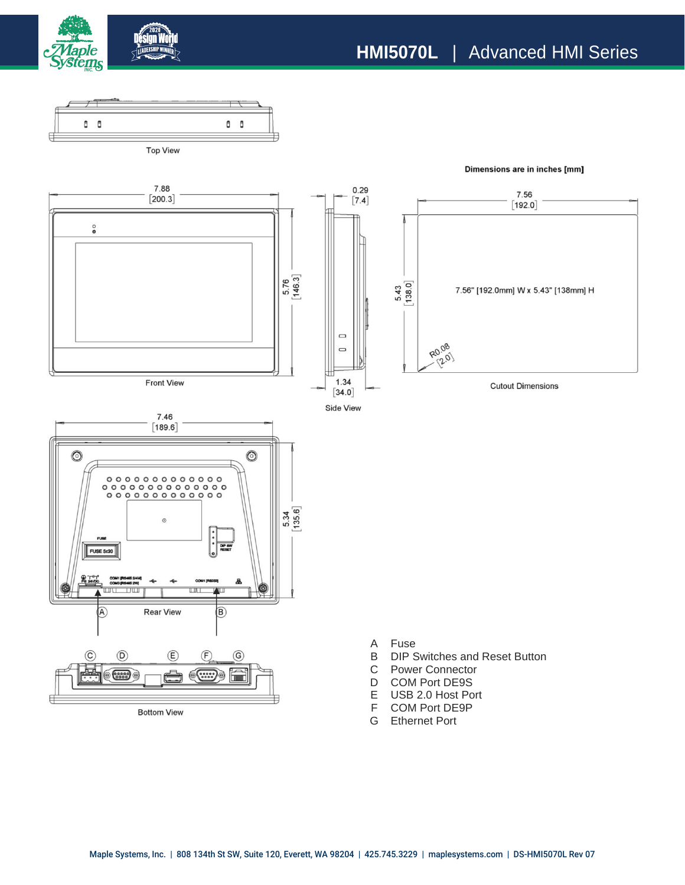# HMI5070L | Advanced HMI Series

Top View

Dimensions are in inches [mm]

7.88
[200.3]

5.76
[146.3]

Front View

0.29
[7.4]

1.34
[34.0]

Side View

7.56
[192.0]

5.43
[138.0]

7.56" [192.0mm] W x 5.43" [138mm] H

R0.08
[2.0]

Cutout Dimensions

7.46
[189.6]

5.34
[135.6]

FUSE

FUSE 5x20

DIP SW
RESET

FG 24VDC

COM1 [RS485 2/4W]
COM3 [RS485 2W]

COM1 [RS232]

Rear View

Bottom View

- A Fuse
- B DIP Switches and Reset Button
- C Power Connector
- D COM Port DE9S
- E USB 2.0 Host Port
- F COM Port DE9P
- G Ethernet Port

Maple Systems, Inc. | 808 134th St SW, Suite 120, Everett, WA 98204 | 425.745.3229 | maplesystems.com | DS-HMI5070L Rev 07